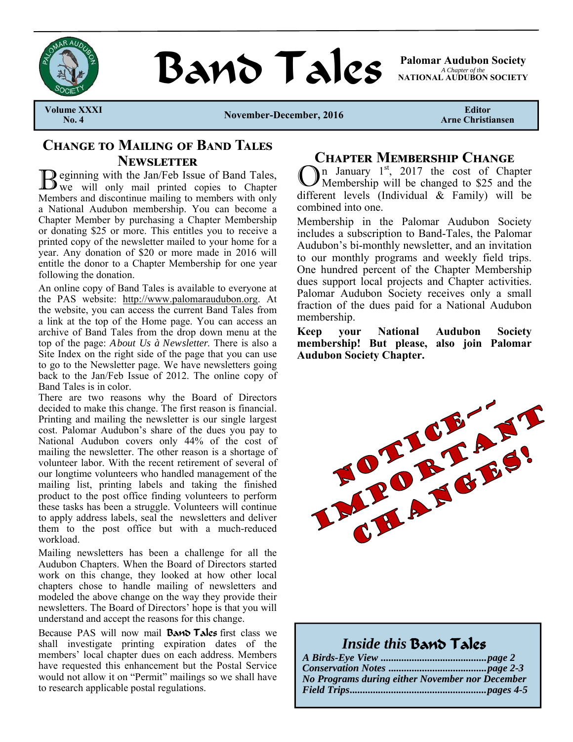# Band Tales

**Palomar Audubon Society**
*A Chapter of the*
**NATIONAL AUDUBON SOCIETY**

**Volume XXXI No. 4** | **November-December, 2016** | **Editor Arne Christiansen**

## Change to Mailing of Band Tales Newsletter

Beginning with the Jan/Feb Issue of Band Tales, we will only mail printed copies to Chapter Members and discontinue mailing to members with only a National Audubon membership. You can become a Chapter Member by purchasing a Chapter Membership or donating $25 or more. This entitles you to receive a printed copy of the newsletter mailed to your home for a year. Any donation of $20 or more made in 2016 will entitle the donor to a Chapter Membership for one year following the donation.

An online copy of Band Tales is available to everyone at the PAS website: http://www.palomaraudubon.org. At the website, you can access the current Band Tales from a link at the top of the Home page. You can access an archive of Band Tales from the drop down menu at the top of the page: *About Us à Newsletter.* There is also a Site Index on the right side of the page that you can use to go to the Newsletter page. We have newsletters going back to the Jan/Feb Issue of 2012. The online copy of Band Tales is in color.

There are two reasons why the Board of Directors decided to make this change. The first reason is financial. Printing and mailing the newsletter is our single largest cost. Palomar Audubon's share of the dues you pay to National Audubon covers only 44% of the cost of mailing the newsletter. The other reason is a shortage of volunteer labor. With the recent retirement of several of our longtime volunteers who handled management of the mailing list, printing labels and taking the finished product to the post office finding volunteers to perform these tasks has been a struggle. Volunteers will continue to apply address labels, seal the newsletters and deliver them to the post office but with a much-reduced workload.

Mailing newsletters has been a challenge for all the Audubon Chapters. When the Board of Directors started work on this change, they looked at how other local chapters chose to handle mailing of newsletters and modeled the above change on the way they provide their newsletters. The Board of Directors' hope is that you will understand and accept the reasons for this change.

Because PAS will now mail Band Tales first class we shall investigate printing expiration dates of the members' local chapter dues on each address. Members have requested this enhancement but the Postal Service would not allow it on "Permit" mailings so we shall have to research applicable postal regulations.

## Chapter Membership Change

On January 1st, 2017 the cost of Chapter Membership will be changed to $25 and the different levels (Individual & Family) will be combined into one.

Membership in the Palomar Audubon Society includes a subscription to Band-Tales, the Palomar Audubon's bi-monthly newsletter, and an invitation to our monthly programs and weekly field trips. One hundred percent of the Chapter Membership dues support local projects and Chapter activities. Palomar Audubon Society receives only a small fraction of the dues paid for a National Audubon membership.

**Keep your National Audubon Society membership! But please, also join Palomar Audubon Society Chapter.**

NOTICE-- IMPORTANT CHANGES!

## *Inside this* Band Tales

***A Birds-Eye View ........................................page 2***
***Conservation Notes .....................................page 2-3***
***No Programs during either November nor December***
***Field Trips....................................................pages 4-5***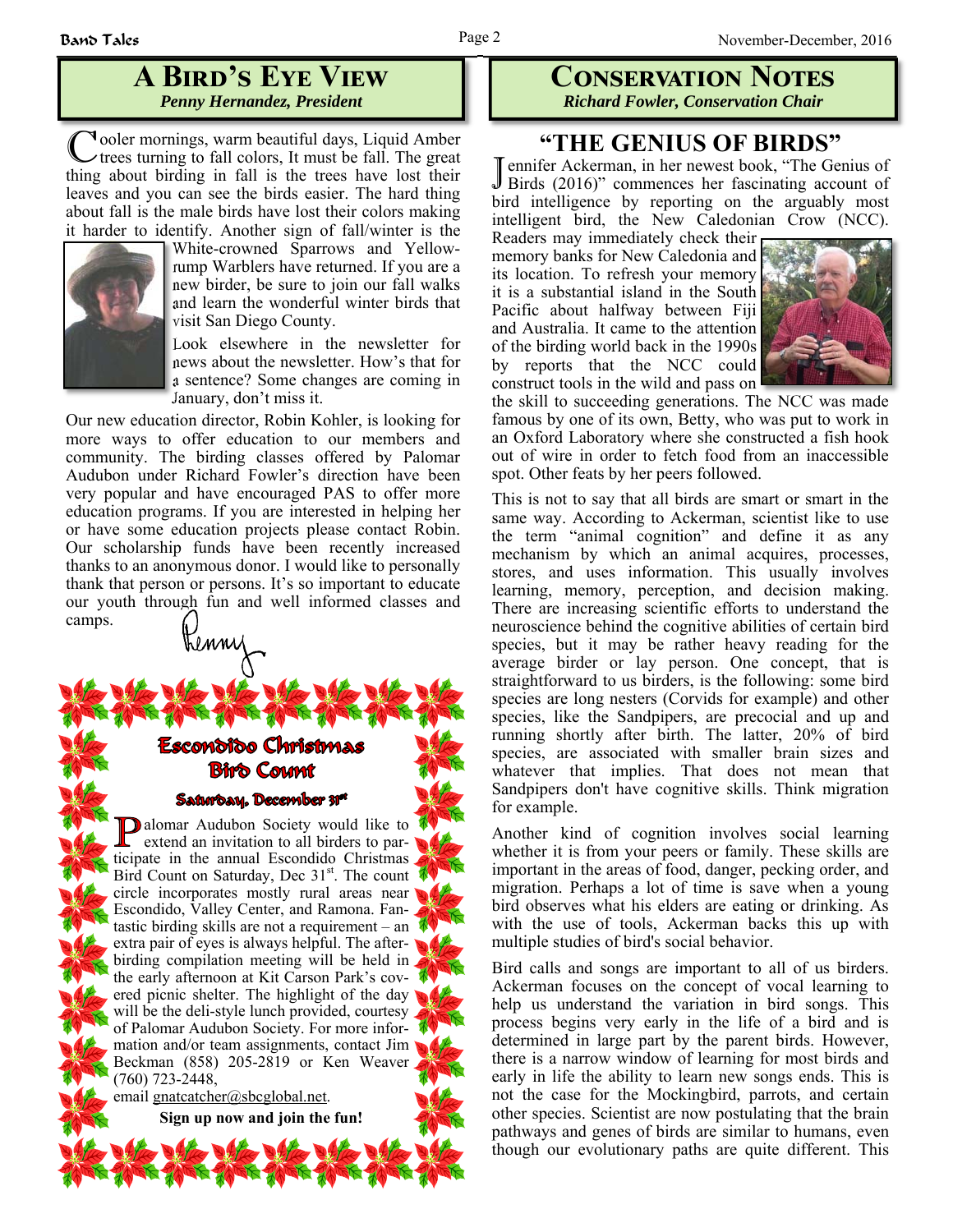## A Bird's Eye View

*Penny Hernandez, President*

Cooler mornings, warm beautiful days, Liquid Amber trees turning to fall colors, It must be fall. The great thing about birding in fall is the trees have lost their leaves and you can see the birds easier. The hard thing about fall is the male birds have lost their colors making it harder to identify. Another sign of fall/winter is the White-crowned Sparrows and Yellow-rump Warblers have returned. If you are a new birder, be sure to join our fall walks and learn the wonderful winter birds that visit San Diego County.

Look elsewhere in the newsletter for news about the newsletter. How's that for a sentence? Some changes are coming in January, don't miss it.

Our new education director, Robin Kohler, is looking for more ways to offer education to our members and community. The birding classes offered by Palomar Audubon under Richard Fowler's direction have been very popular and have encouraged PAS to offer more education programs. If you are interested in helping her or have some education projects please contact Robin. Our scholarship funds have been recently increased thanks to an anonymous donor. I would like to personally thank that person or persons. It's so important to educate our youth through fun and well informed classes and camps.

Penny

### Escondido Christmas Bird Count

**Saturday, December 31st**

Palomar Audubon Society would like to extend an invitation to all birders to participate in the annual Escondido Christmas Bird Count on Saturday, Dec 31st. The count circle incorporates mostly rural areas near Escondido, Valley Center, and Ramona. Fantastic birding skills are not a requirement – an extra pair of eyes is always helpful. The after-birding compilation meeting will be held in the early afternoon at Kit Carson Park's covered picnic shelter. The highlight of the day will be the deli-style lunch provided, courtesy of Palomar Audubon Society. For more information and/or team assignments, contact Jim Beckman (858) 205-2819 or Ken Weaver (760) 723-2448,
email gnatcatcher@sbcglobal.net.

**Sign up now and join the fun!**

## Conservation Notes

*Richard Fowler, Conservation Chair*

### "THE GENIUS OF BIRDS"

Jennifer Ackerman, in her newest book, "The Genius of Birds (2016)" commences her fascinating account of bird intelligence by reporting on the arguably most intelligent bird, the New Caledonian Crow (NCC). Readers may immediately check their memory banks for New Caledonia and its location. To refresh your memory it is a substantial island in the South Pacific about halfway between Fiji and Australia. It came to the attention of the birding world back in the 1990s by reports that the NCC could construct tools in the wild and pass on the skill to succeeding generations. The NCC was made famous by one of its own, Betty, who was put to work in an Oxford Laboratory where she constructed a fish hook out of wire in order to fetch food from an inaccessible spot. Other feats by her peers followed.

This is not to say that all birds are smart or smart in the same way. According to Ackerman, scientist like to use the term "animal cognition" and define it as any mechanism by which an animal acquires, processes, stores, and uses information. This usually involves learning, memory, perception, and decision making. There are increasing scientific efforts to understand the neuroscience behind the cognitive abilities of certain bird species, but it may be rather heavy reading for the average birder or lay person. One concept, that is straightforward to us birders, is the following: some bird species are long nesters (Corvids for example) and other species, like the Sandpipers, are precocial and up and running shortly after birth. The latter, 20% of bird species, are associated with smaller brain sizes and whatever that implies. That does not mean that Sandpipers don't have cognitive skills. Think migration for example.

Another kind of cognition involves social learning whether it is from your peers or family. These skills are important in the areas of food, danger, pecking order, and migration. Perhaps a lot of time is save when a young bird observes what his elders are eating or drinking. As with the use of tools, Ackerman backs this up with multiple studies of bird's social behavior.

Bird calls and songs are important to all of us birders. Ackerman focuses on the concept of vocal learning to help us understand the variation in bird songs. This process begins very early in the life of a bird and is determined in large part by the parent birds. However, there is a narrow window of learning for most birds and early in life the ability to learn new songs ends. This is not the case for the Mockingbird, parrots, and certain other species. Scientist are now postulating that the brain pathways and genes of birds are similar to humans, even though our evolutionary paths are quite different. This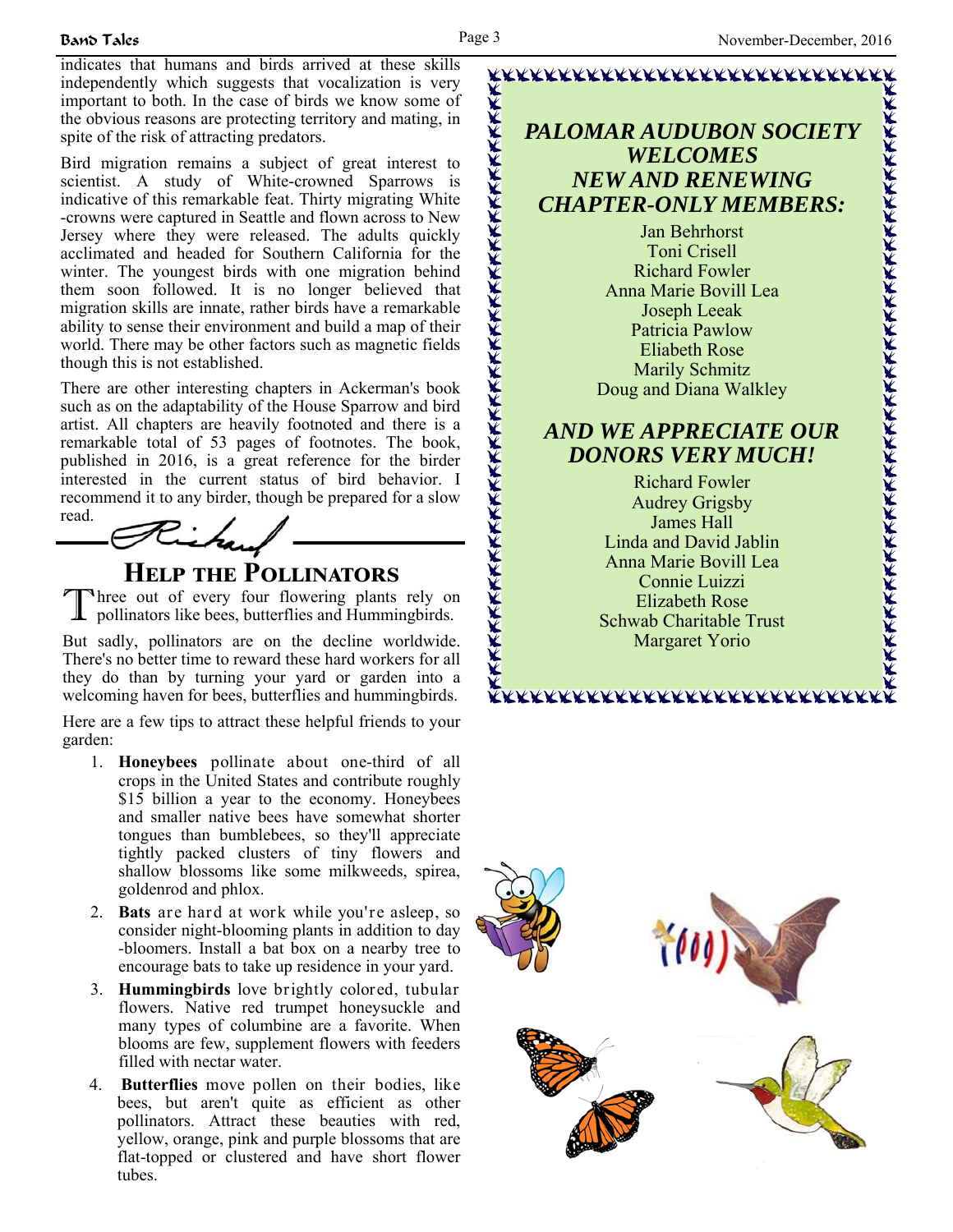indicates that humans and birds arrived at these skills independently which suggests that vocalization is very important to both. In the case of birds we know some of the obvious reasons are protecting territory and mating, in spite of the risk of attracting predators.

Bird migration remains a subject of great interest to scientist. A study of White-crowned Sparrows is indicative of this remarkable feat. Thirty migrating White-crowns were captured in Seattle and flown across to New Jersey where they were released. The adults quickly acclimated and headed for Southern California for the winter. The youngest birds with one migration behind them soon followed. It is no longer believed that migration skills are innate, rather birds have a remarkable ability to sense their environment and build a map of their world. There may be other factors such as magnetic fields though this is not established.

There are other interesting chapters in Ackerman's book such as on the adaptability of the House Sparrow and bird artist. All chapters are heavily footnoted and there is a remarkable total of 53 pages of footnotes. The book, published in 2016, is a great reference for the birder interested in the current status of bird behavior. I recommend it to any birder, though be prepared for a slow read.

Richard

## Help the Pollinators

Three out of every four flowering plants rely on pollinators like bees, butterflies and Hummingbirds.

But sadly, pollinators are on the decline worldwide. There's no better time to reward these hard workers for all they do than by turning your yard or garden into a welcoming haven for bees, butterflies and hummingbirds.

Here are a few tips to attract these helpful friends to your garden:

1. **Honeybees** pollinate about one-third of all crops in the United States and contribute roughly $15 billion a year to the economy. Honeybees and smaller native bees have somewhat shorter tongues than bumblebees, so they'll appreciate tightly packed clusters of tiny flowers and shallow blossoms like some milkweeds, spirea, goldenrod and phlox.
2. **Bats** are hard at work while you're asleep, so consider night-blooming plants in addition to day-bloomers. Install a bat box on a nearby tree to encourage bats to take up residence in your yard.
3. **Hummingbirds** love brightly colored, tubular flowers. Native red trumpet honeysuckle and many types of columbine are a favorite. When blooms are few, supplement flowers with feeders filled with nectar water.
4. **Butterflies** move pollen on their bodies, like bees, but aren't quite as efficient as other pollinators. Attract these beauties with red, yellow, orange, pink and purple blossoms that are flat-topped or clustered and have short flower tubes.

### *PALOMAR AUDUBON SOCIETY WELCOMES NEW AND RENEWING CHAPTER-ONLY MEMBERS:*

Jan Behrhorst
Toni Crisell
Richard Fowler
Anna Marie Bovill Lea
Joseph Leeak
Patricia Pawlow
Eliabeth Rose
Marily Schmitz
Doug and Diana Walkley

### *AND WE APPRECIATE OUR DONORS VERY MUCH!*

Richard Fowler
Audrey Grigsby
James Hall
Linda and David Jablin
Anna Marie Bovill Lea
Connie Luizzi
Elizabeth Rose
Schwab Charitable Trust
Margaret Yorio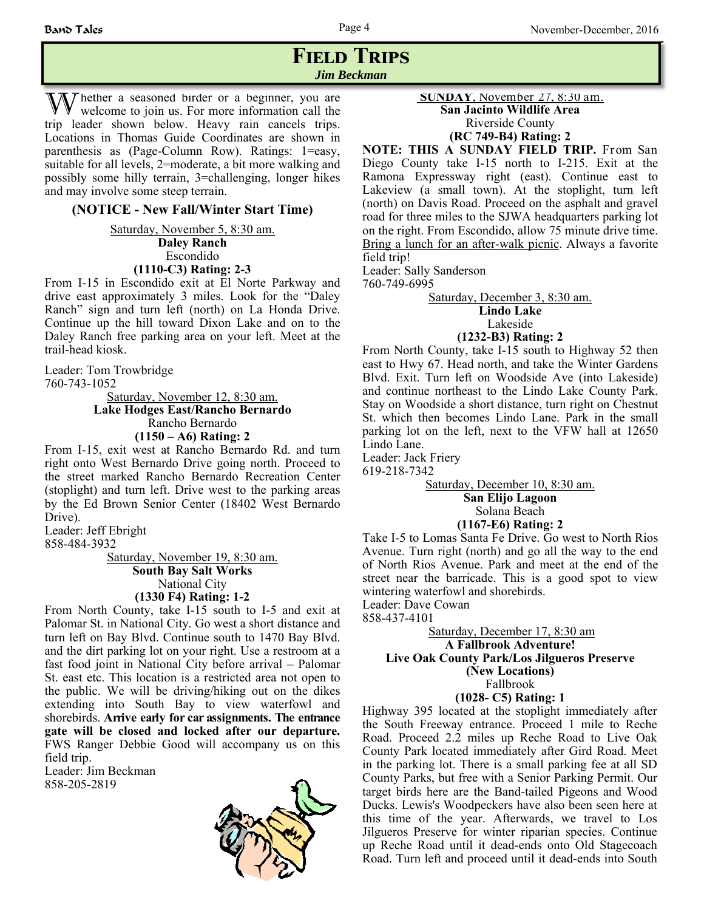# Field Trips

*Jim Beckman*

Whether a seasoned birder or a beginner, you are welcome to join us. For more information call the trip leader shown below. Heavy rain cancels trips. Locations in Thomas Guide Coordinates are shown in parenthesis as (Page-Column Row). Ratings: 1=easy, suitable for all levels, 2=moderate, a bit more walking and possibly some hilly terrain, 3=challenging, longer hikes and may involve some steep terrain.

**(NOTICE - New Fall/Winter Start Time)**

Saturday, November 5, 8:30 am.
**Daley Ranch**
Escondido
**(1110-C3) Rating: 2-3**

From I-15 in Escondido exit at El Norte Parkway and drive east approximately 3 miles. Look for the "Daley Ranch" sign and turn left (north) on La Honda Drive. Continue up the hill toward Dixon Lake and on to the Daley Ranch free parking area on your left. Meet at the trail-head kiosk.

Leader: Tom Trowbridge
760-743-1052

Saturday, November 12, 8:30 am.
**Lake Hodges East/Rancho Bernardo**
Rancho Bernardo
**(1150 – A6) Rating: 2**

From I-15, exit west at Rancho Bernardo Rd. and turn right onto West Bernardo Drive going north. Proceed to the street marked Rancho Bernardo Recreation Center (stoplight) and turn left. Drive west to the parking areas by the Ed Brown Senior Center (18402 West Bernardo Drive).

Leader: Jeff Ebright
858-484-3932

Saturday, November 19, 8:30 am.
**South Bay Salt Works**
National City
**(1330 F4) Rating: 1-2**

From North County, take I-15 south to I-5 and exit at Palomar St. in National City. Go west a short distance and turn left on Bay Blvd. Continue south to 1470 Bay Blvd. and the dirt parking lot on your right. Use a restroom at a fast food joint in National City before arrival – Palomar St. east etc. This location is a restricted area not open to the public. We will be driving/hiking out on the dikes extending into South Bay to view waterfowl and shorebirds. **Arrive early for car assignments. The entrance gate will be closed and locked after our departure.** FWS Ranger Debbie Good will accompany us on this field trip.

Leader: Jim Beckman
858-205-2819

**SUNDAY**, November 27, 8:30 am.
**San Jacinto Wildlife Area**
Riverside County
**(RC 749-B4) Rating: 2**

**NOTE: THIS A SUNDAY FIELD TRIP.** From San Diego County take I-15 north to I-215. Exit at the Ramona Expressway right (east). Continue east to Lakeview (a small town). At the stoplight, turn left (north) on Davis Road. Proceed on the asphalt and gravel road for three miles to the SJWA headquarters parking lot on the right. From Escondido, allow 75 minute drive time. Bring a lunch for an after-walk picnic. Always a favorite field trip!

Leader: Sally Sanderson
760-749-6995

Saturday, December 3, 8:30 am.
**Lindo Lake**
Lakeside
**(1232-B3) Rating: 2**

From North County, take I-15 south to Highway 52 then east to Hwy 67. Head north, and take the Winter Gardens Blvd. Exit. Turn left on Woodside Ave (into Lakeside) and continue northeast to the Lindo Lake County Park. Stay on Woodside a short distance, turn right on Chestnut St. which then becomes Lindo Lane. Park in the small parking lot on the left, next to the VFW hall at 12650 Lindo Lane.

Leader: Jack Friery
619-218-7342

Saturday, December 10, 8:30 am.
**San Elijo Lagoon**
Solana Beach
**(1167-E6) Rating: 2**

Take I-5 to Lomas Santa Fe Drive. Go west to North Rios Avenue. Turn right (north) and go all the way to the end of North Rios Avenue. Park and meet at the end of the street near the barricade. This is a good spot to view wintering waterfowl and shorebirds.

Leader: Dave Cowan
858-437-4101

Saturday, December 17, 8:30 am
**A Fallbrook Adventure!**
**Live Oak County Park/Los Jilgueros Preserve**
**(New Locations)**
Fallbrook
**(1028- C5) Rating: 1**

Highway 395 located at the stoplight immediately after the South Freeway entrance. Proceed 1 mile to Reche Road. Proceed 2.2 miles up Reche Road to Live Oak County Park located immediately after Gird Road. Meet in the parking lot. There is a small parking fee at all SD County Parks, but free with a Senior Parking Permit. Our target birds here are the Band-tailed Pigeons and Wood Ducks. Lewis's Woodpeckers have also been seen here at this time of the year. Afterwards, we travel to Los Jilgueros Preserve for winter riparian species. Continue up Reche Road until it dead-ends onto Old Stagecoach Road. Turn left and proceed until it dead-ends into South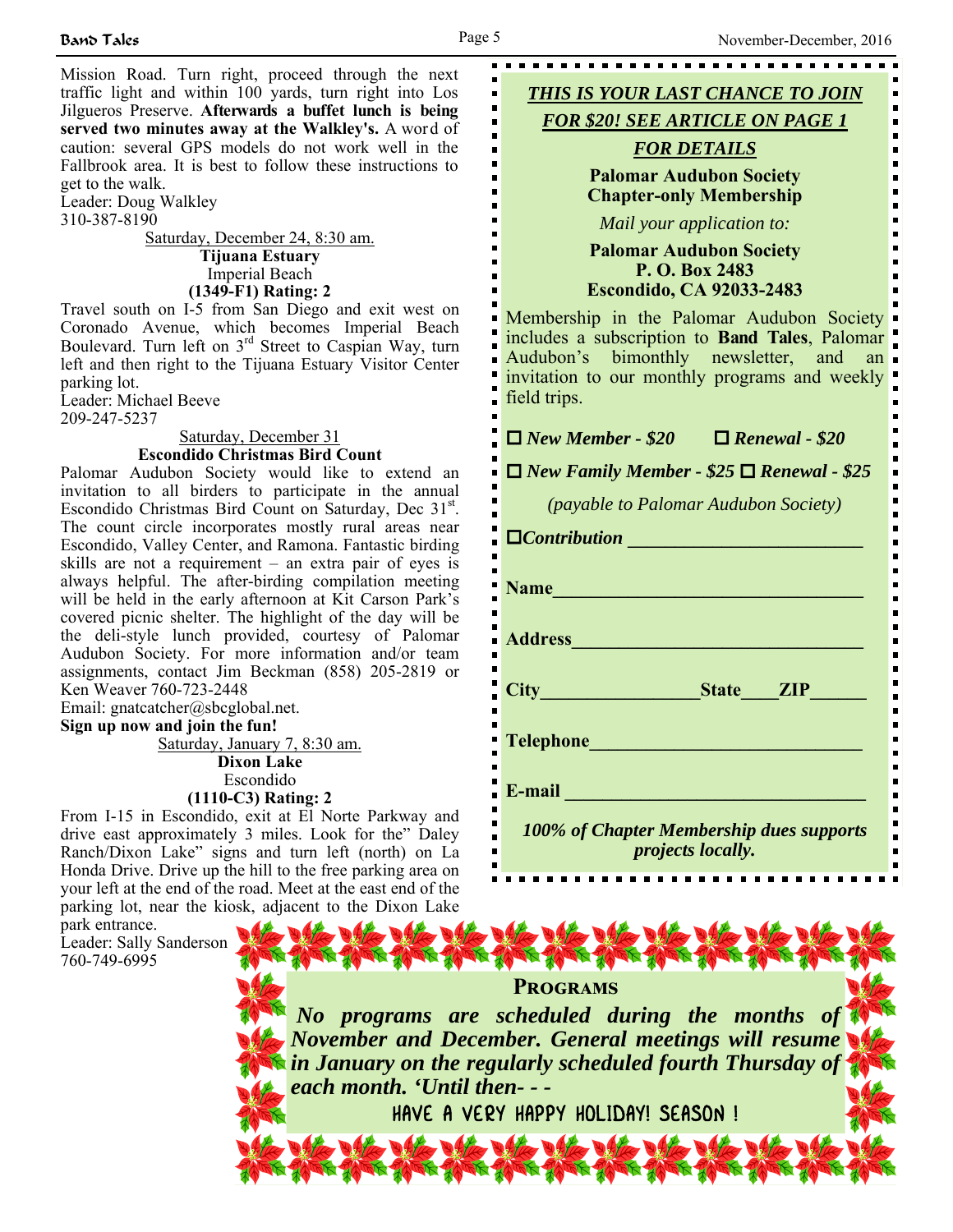Mission Road. Turn right, proceed through the next traffic light and within 100 yards, turn right into Los Jilgueros Preserve. **Afterwards a buffet lunch is being served two minutes away at the Walkley's.** A word of caution: several GPS models do not work well in the Fallbrook area. It is best to follow these instructions to get to the walk.
Leader: Doug Walkley
310-387-8190

Saturday, December 24, 8:30 am.
**Tijuana Estuary**
Imperial Beach
**(1349-F1) Rating: 2**

Travel south on I-5 from San Diego and exit west on Coronado Avenue, which becomes Imperial Beach Boulevard. Turn left on 3rd Street to Caspian Way, turn left and then right to the Tijuana Estuary Visitor Center parking lot.
Leader: Michael Beeve
209-247-5237

Saturday, December 31
**Escondido Christmas Bird Count**

Palomar Audubon Society would like to extend an invitation to all birders to participate in the annual Escondido Christmas Bird Count on Saturday, Dec 31st. The count circle incorporates mostly rural areas near Escondido, Valley Center, and Ramona. Fantastic birding skills are not a requirement – an extra pair of eyes is always helpful. The after-birding compilation meeting will be held in the early afternoon at Kit Carson Park's covered picnic shelter. The highlight of the day will be the deli-style lunch provided, courtesy of Palomar Audubon Society. For more information and/or team assignments, contact Jim Beckman (858) 205-2819 or Ken Weaver 760-723-2448
Email: gnatcatcher@sbcglobal.net.
**Sign up now and join the fun!**

Saturday, January 7, 8:30 am.
**Dixon Lake**
Escondido
**(1110-C3) Rating: 2**

From I-15 in Escondido, exit at El Norte Parkway and drive east approximately 3 miles. Look for the" Daley Ranch/Dixon Lake" signs and turn left (north) on La Honda Drive. Drive up the hill to the free parking area on your left at the end of the road. Meet at the east end of the parking lot, near the kiosk, adjacent to the Dixon Lake park entrance.
Leader: Sally Sanderson
760-749-6995

***THIS IS YOUR LAST CHANCE TO JOIN FOR $20! SEE ARTICLE ON PAGE 1 FOR DETAILS***

**Palomar Audubon Society**
**Chapter-only Membership**

*Mail your application to:*

**Palomar Audubon Society**
**P. O. Box 2483**
**Escondido, CA 92033-2483**

Membership in the Palomar Audubon Society includes a subscription to **Band Tales**, Palomar Audubon's bimonthly newsletter, and an invitation to our monthly programs and weekly field trips.

☐ ***New Member - $20*** ☐ ***Renewal - $20***

☐ ***New Family Member - $25*** ☐ ***Renewal - $25***

*(payable to Palomar Audubon Society)*

☐***Contribution*** ________________________

**Name**________________________________

**Address**______________________________

**City**________________**State**____**ZIP**______

**Telephone**____________________________

**E-mail** _______________________________

***100% of Chapter Membership dues supports projects locally.***

## Programs

***No programs are scheduled during the months of November and December. General meetings will resume in January on the regularly scheduled fourth Thursday of each month. 'Until then- - -***

HAVE A VERY HAPPY HOLIDAY! SEASON !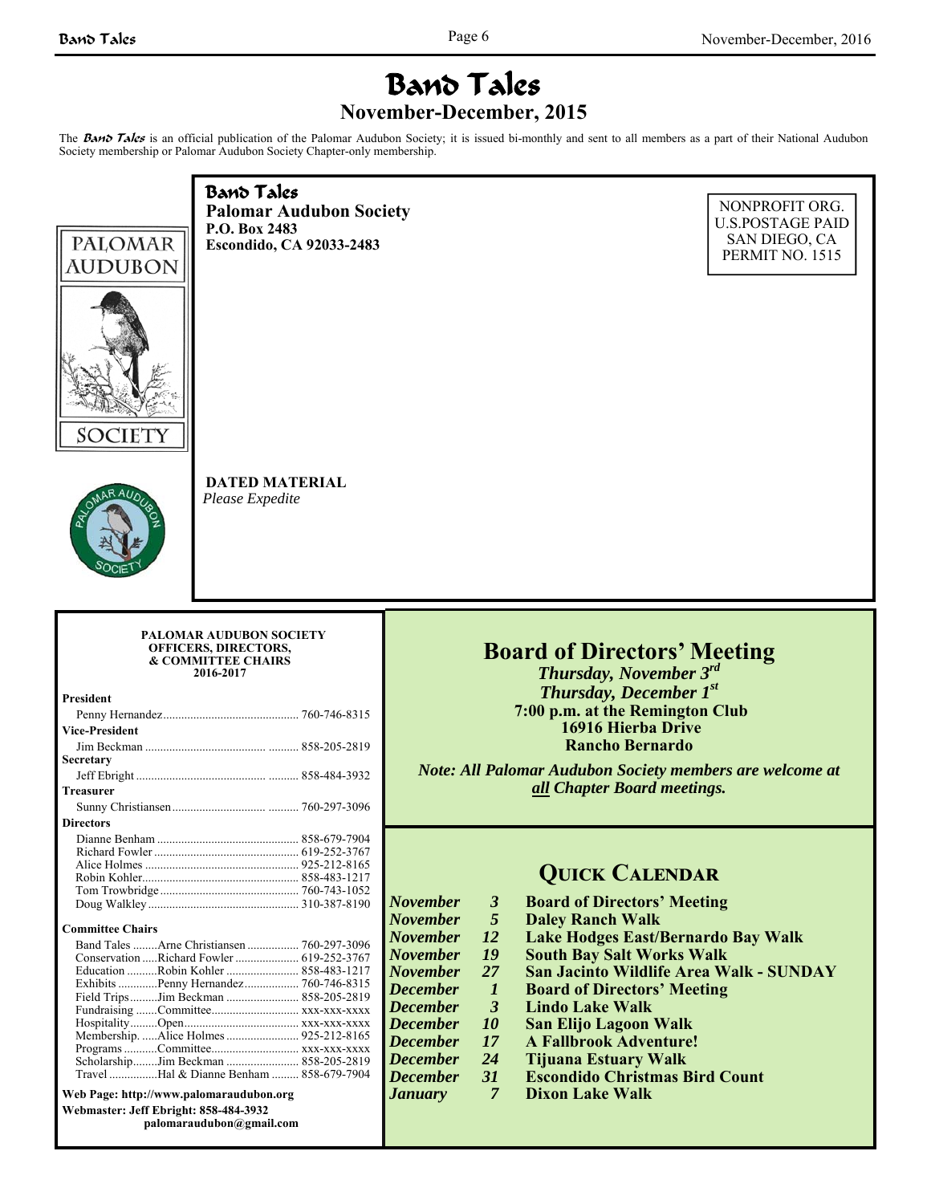# Band Tales

## November-December, 2015

The ***Band Tales*** is an official publication of the Palomar Audubon Society; it is issued bi-monthly and sent to all members as a part of their National Audubon Society membership or Palomar Audubon Society Chapter-only membership.

PALOMAR AUDUBON SOCIETY

**Band Tales**
**Palomar Audubon Society**
**P.O. Box 2483**
**Escondido, CA 92033-2483**

NONPROFIT ORG.
U.S.POSTAGE PAID
SAN DIEGO, CA
PERMIT NO. 1515

**DATED MATERIAL**
*Please Expedite*

**PALOMAR AUDUBON SOCIETY**
**OFFICERS, DIRECTORS,**
**& COMMITTEE CHAIRS**
**2016-2017**

**President**
Penny Hernandez ............ 760-746-8315

**Vice-President**
Jim Beckman ............ 858-205-2819

**Secretary**
Jeff Ebright ............ 858-484-3932

**Treasurer**
Sunny Christiansen ............ 760-297-3096

**Directors**
Dianne Benham ............ 858-679-7904
Richard Fowler ............ 619-252-3767
Alice Holmes ............ 925-212-8165
Robin Kohler ............ 858-483-1217
Tom Trowbridge ............ 760-743-1052
Doug Walkley ............ 310-387-8190

**Committee Chairs**
Band Tales ........Arne Christiansen ............ 760-297-3096
Conservation .....Richard Fowler ............ 619-252-3767
Education ..........Robin Kohler ............ 858-483-1217
Exhibits .............Penny Hernandez ............ 760-746-8315
Field Trips .........Jim Beckman ............ 858-205-2819
Fundraising .......Committee ............ xxx-xxx-xxxx
Hospitality .........Open ............ xxx-xxx-xxxx
Membership. .....Alice Holmes ............ 925-212-8165
Programs ...........Committee ............ xxx-xxx-xxxx
Scholarship........Jim Beckman ............ 858-205-2819
Travel ................Hal & Dianne Benham ............ 858-679-7904

**Web Page: http://www.palomaraudubon.org**
**Webmaster: Jeff Ebright: 858-484-3932**
**palomaraudubon@gmail.com**

## Board of Directors' Meeting

***Thursday, November 3rd***
***Thursday, December 1st***
**7:00 p.m. at the Remington Club**
**16916 Hierba Drive**
**Rancho Bernardo**

***Note: All Palomar Audubon Society members are welcome at <u>all</u> Chapter Board meetings.***

## Quick Calendar

| | | |
|---|---|---|
| ***November*** | ***3*** | **Board of Directors' Meeting** |
| ***November*** | ***5*** | **Daley Ranch Walk** |
| ***November*** | ***12*** | **Lake Hodges East/Bernardo Bay Walk** |
| ***November*** | ***19*** | **South Bay Salt Works Walk** |
| ***November*** | ***27*** | **San Jacinto Wildlife Area Walk - SUNDAY** |
| ***December*** | ***1*** | **Board of Directors' Meeting** |
| ***December*** | ***3*** | **Lindo Lake Walk** |
| ***December*** | ***10*** | **San Elijo Lagoon Walk** |
| ***December*** | ***17*** | **A Fallbrook Adventure!** |
| ***December*** | ***24*** | **Tijuana Estuary Walk** |
| ***December*** | ***31*** | **Escondido Christmas Bird Count** |
| ***January*** | ***7*** | **Dixon Lake Walk** |